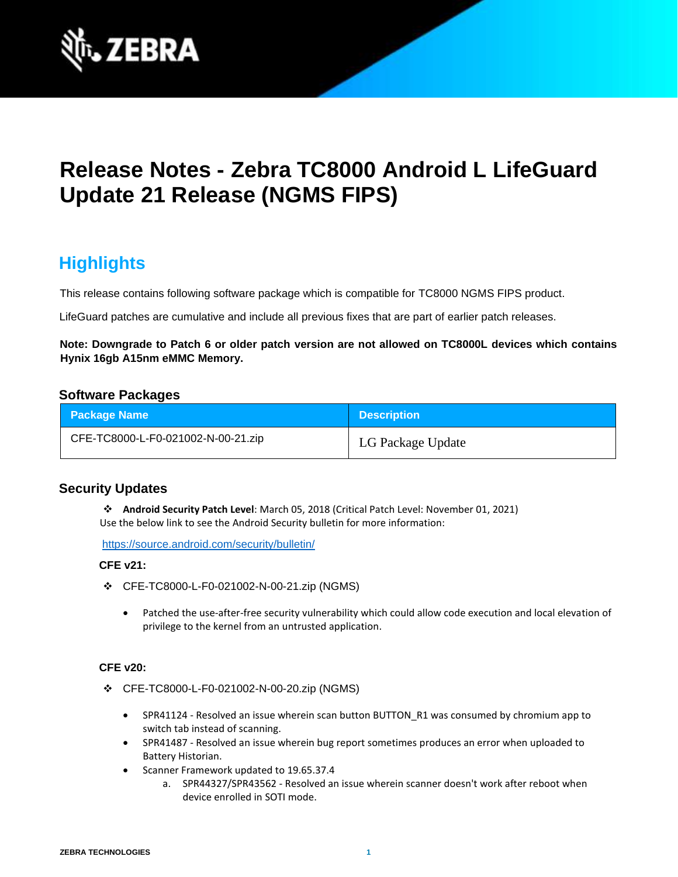# Release Notes - Zebra TC8000 Android L LifeGuard Update 21 Release (NGMS FIPS)

## Highlights

This release contains following software package which is compatible for TC8000 NGMS FIPS product.

LifeGuard patches are cumulative and include all previous fixes that are part of earlier patch releases.

**Note: Downgrade to Patch 6 or older patch version are not allowed on TC8000L devices which contains Hynix 16gb A15nm eMMC Memory.**

### Software Packages

| Package Name | Description |
| --- | --- |
| CFE-TC8000-L-F0-021002-N-00-21.zip | LG Package Update |

### Security Updates

- ❖ **Android Security Patch Level**: March 05, 2018 (Critical Patch Level: November 01, 2021)
Use the below link to see the Android Security bulletin for more information:

https://source.android.com/security/bulletin/

**CFE v21:**

- ❖ CFE-TC8000-L-F0-021002-N-00-21.zip (NGMS)
  - Patched the use-after-free security vulnerability which could allow code execution and local elevation of privilege to the kernel from an untrusted application.

**CFE v20:**

- ❖ CFE-TC8000-L-F0-021002-N-00-20.zip (NGMS)
  - SPR41124 - Resolved an issue wherein scan button BUTTON_R1 was consumed by chromium app to switch tab instead of scanning.
  - SPR41487 - Resolved an issue wherein bug report sometimes produces an error when uploaded to Battery Historian.
  - Scanner Framework updated to 19.65.37.4
    a. SPR44327/SPR43562 - Resolved an issue wherein scanner doesn't work after reboot when device enrolled in SOTI mode.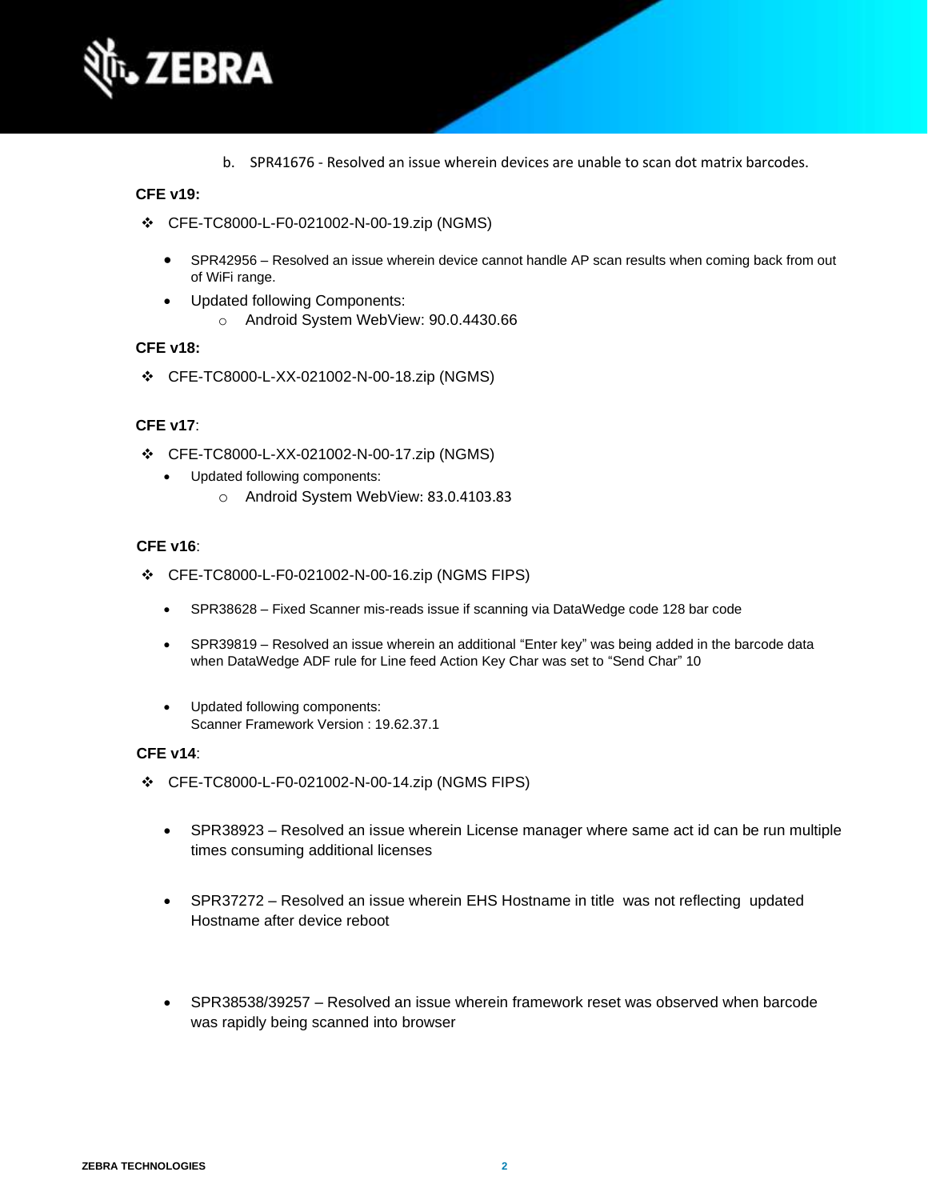b. SPR41676 - Resolved an issue wherein devices are unable to scan dot matrix barcodes.

**CFE v19:**

- CFE-TC8000-L-F0-021002-N-00-19.zip (NGMS)
  - SPR42956 – Resolved an issue wherein device cannot handle AP scan results when coming back from out of WiFi range.
  - Updated following Components:
    - Android System WebView: 90.0.4430.66

**CFE v18:**

- CFE-TC8000-L-XX-021002-N-00-18.zip (NGMS)

**CFE v17**:

- CFE-TC8000-L-XX-021002-N-00-17.zip (NGMS)
  - Updated following components:
    - Android System WebView: 83.0.4103.83

**CFE v16**:

- CFE-TC8000-L-F0-021002-N-00-16.zip (NGMS FIPS)
  - SPR38628 – Fixed Scanner mis-reads issue if scanning via DataWedge code 128 bar code
  - SPR39819 – Resolved an issue wherein an additional "Enter key" was being added in the barcode data when DataWedge ADF rule for Line feed Action Key Char was set to "Send Char" 10
  - Updated following components:
    Scanner Framework Version : 19.62.37.1

**CFE v14**:

- CFE-TC8000-L-F0-021002-N-00-14.zip (NGMS FIPS)
  - SPR38923 – Resolved an issue wherein License manager where same act id can be run multiple times consuming additional licenses
  - SPR37272 – Resolved an issue wherein EHS Hostname in title was not reflecting updated Hostname after device reboot
  - SPR38538/39257 – Resolved an issue wherein framework reset was observed when barcode was rapidly being scanned into browser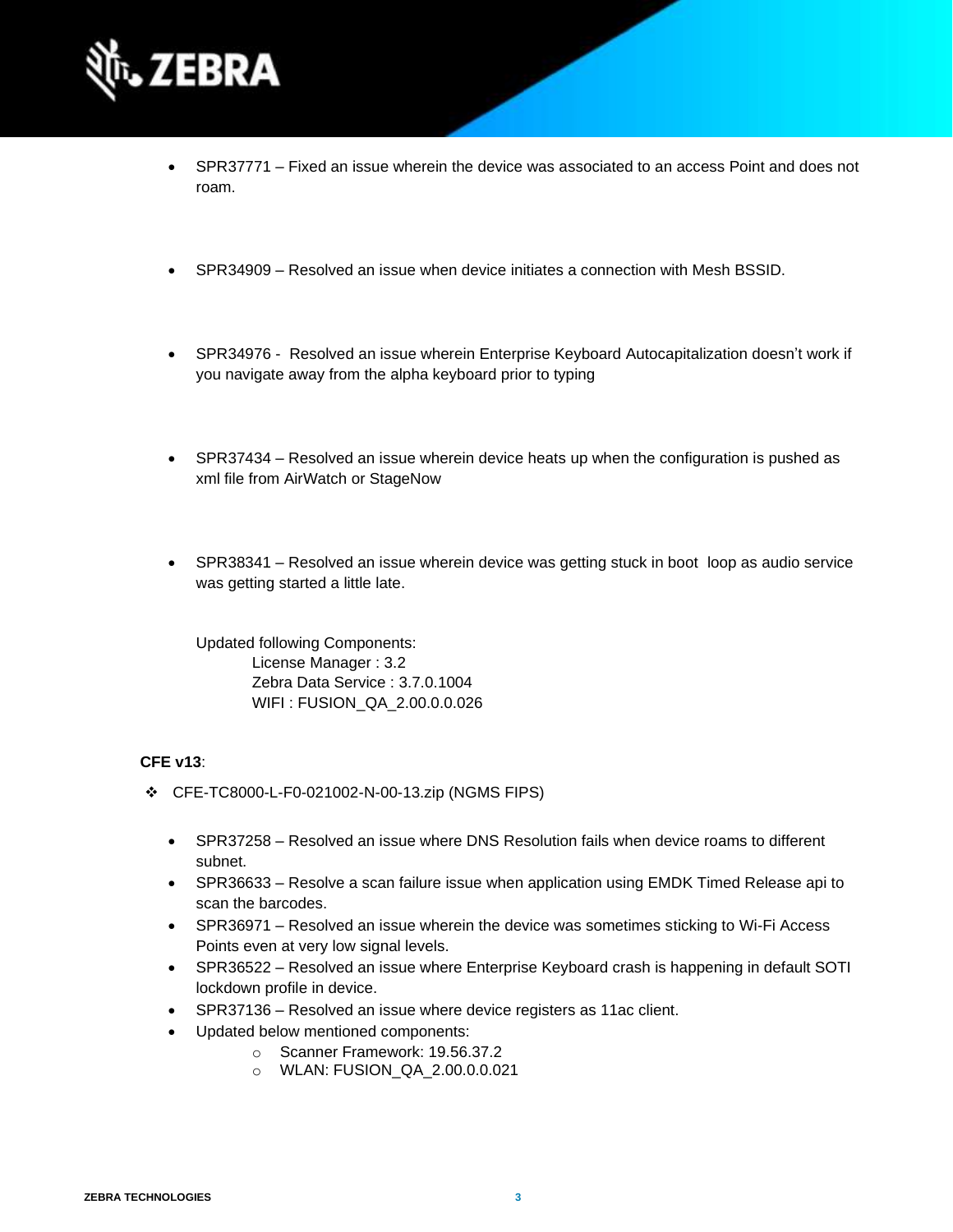- SPR37771 – Fixed an issue wherein the device was associated to an access Point and does not roam.

- SPR34909 – Resolved an issue when device initiates a connection with Mesh BSSID.

- SPR34976 - Resolved an issue wherein Enterprise Keyboard Autocapitalization doesn't work if you navigate away from the alpha keyboard prior to typing

- SPR37434 – Resolved an issue wherein device heats up when the configuration is pushed as xml file from AirWatch or StageNow

- SPR38341 – Resolved an issue wherein device was getting stuck in boot loop as audio service was getting started a little late.

  Updated following Components:
  - License Manager : 3.2
  - Zebra Data Service : 3.7.0.1004
  - WIFI : FUSION_QA_2.00.0.0.026

**CFE v13**:

❖ CFE-TC8000-L-F0-021002-N-00-13.zip (NGMS FIPS)

- SPR37258 – Resolved an issue where DNS Resolution fails when device roams to different subnet.
- SPR36633 – Resolve a scan failure issue when application using EMDK Timed Release api to scan the barcodes.
- SPR36971 – Resolved an issue wherein the device was sometimes sticking to Wi-Fi Access Points even at very low signal levels.
- SPR36522 – Resolved an issue where Enterprise Keyboard crash is happening in default SOTI lockdown profile in device.
- SPR37136 – Resolved an issue where device registers as 11ac client.
- Updated below mentioned components:
  - Scanner Framework: 19.56.37.2
  - WLAN: FUSION_QA_2.00.0.0.021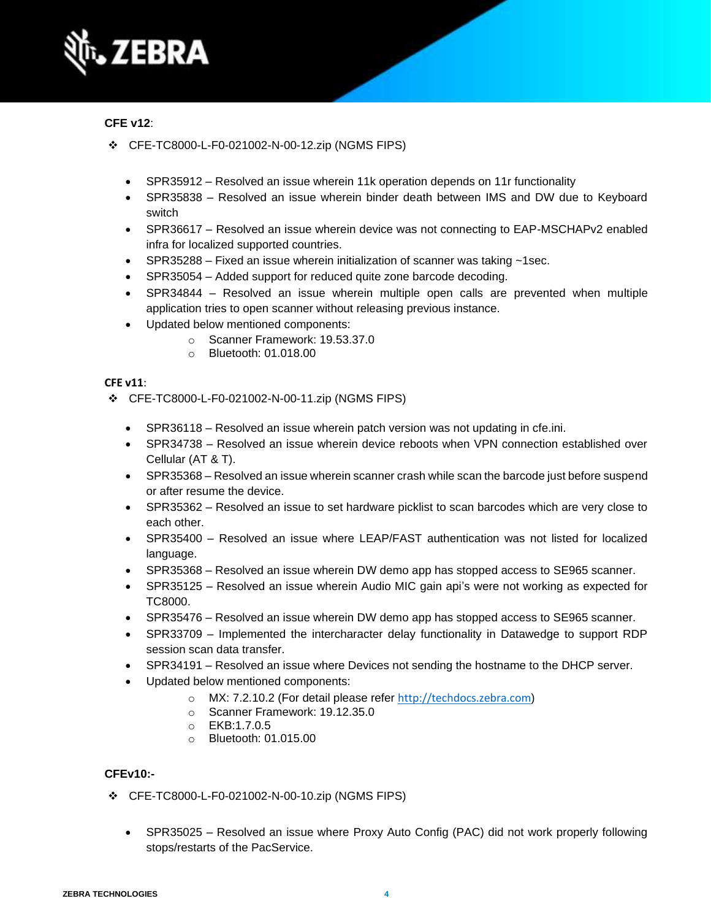**CFE v12**:

- ❖ CFE-TC8000-L-F0-021002-N-00-12.zip (NGMS FIPS)

  - SPR35912 – Resolved an issue wherein 11k operation depends on 11r functionality
  - SPR35838 – Resolved an issue wherein binder death between IMS and DW due to Keyboard switch
  - SPR36617 – Resolved an issue wherein device was not connecting to EAP-MSCHAPv2 enabled infra for localized supported countries.
  - SPR35288 – Fixed an issue wherein initialization of scanner was taking ~1sec.
  - SPR35054 – Added support for reduced quite zone barcode decoding.
  - SPR34844 – Resolved an issue wherein multiple open calls are prevented when multiple application tries to open scanner without releasing previous instance.
  - Updated below mentioned components:
    - Scanner Framework: 19.53.37.0
    - Bluetooth: 01.018.00

**CFE v11**:

- ❖ CFE-TC8000-L-F0-021002-N-00-11.zip (NGMS FIPS)

  - SPR36118 – Resolved an issue wherein patch version was not updating in cfe.ini.
  - SPR34738 – Resolved an issue wherein device reboots when VPN connection established over Cellular (AT & T).
  - SPR35368 – Resolved an issue wherein scanner crash while scan the barcode just before suspend or after resume the device.
  - SPR35362 – Resolved an issue to set hardware picklist to scan barcodes which are very close to each other.
  - SPR35400 – Resolved an issue where LEAP/FAST authentication was not listed for localized language.
  - SPR35368 – Resolved an issue wherein DW demo app has stopped access to SE965 scanner.
  - SPR35125 – Resolved an issue wherein Audio MIC gain api's were not working as expected for TC8000.
  - SPR35476 – Resolved an issue wherein DW demo app has stopped access to SE965 scanner.
  - SPR33709 – Implemented the intercharacter delay functionality in Datawedge to support RDP session scan data transfer.
  - SPR34191 – Resolved an issue where Devices not sending the hostname to the DHCP server.
  - Updated below mentioned components:
    - MX: 7.2.10.2 (For detail please refer http://techdocs.zebra.com)
    - Scanner Framework: 19.12.35.0
    - EKB:1.7.0.5
    - Bluetooth: 01.015.00

**CFEv10:-**

- ❖ CFE-TC8000-L-F0-021002-N-00-10.zip (NGMS FIPS)

  - SPR35025 – Resolved an issue where Proxy Auto Config (PAC) did not work properly following stops/restarts of the PacService.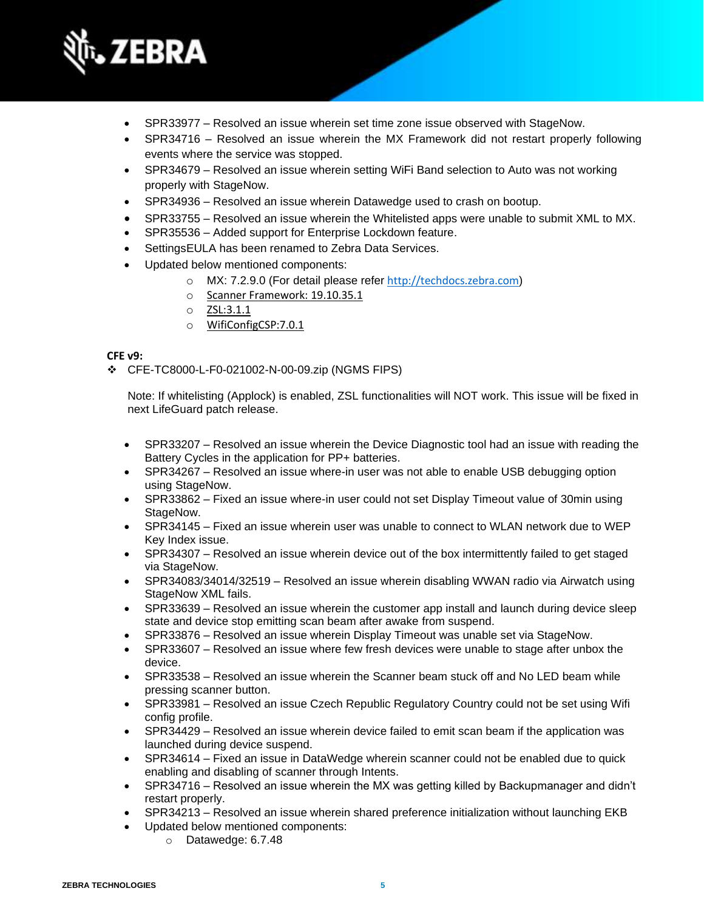- SPR33977 – Resolved an issue wherein set time zone issue observed with StageNow.
- SPR34716 – Resolved an issue wherein the MX Framework did not restart properly following events where the service was stopped.
- SPR34679 – Resolved an issue wherein setting WiFi Band selection to Auto was not working properly with StageNow.
- SPR34936 – Resolved an issue wherein Datawedge used to crash on bootup.
- SPR33755 – Resolved an issue wherein the Whitelisted apps were unable to submit XML to MX.
- SPR35536 – Added support for Enterprise Lockdown feature.
- SettingsEULA has been renamed to Zebra Data Services.
- Updated below mentioned components:
  - MX: 7.2.9.0 (For detail please refer http://techdocs.zebra.com)
  - Scanner Framework: 19.10.35.1
  - ZSL:3.1.1
  - WifiConfigCSP:7.0.1

**CFE v9:**

❖ CFE-TC8000-L-F0-021002-N-00-09.zip (NGMS FIPS)

Note: If whitelisting (Applock) is enabled, ZSL functionalities will NOT work. This issue will be fixed in next LifeGuard patch release.

- SPR33207 – Resolved an issue wherein the Device Diagnostic tool had an issue with reading the Battery Cycles in the application for PP+ batteries.
- SPR34267 – Resolved an issue where-in user was not able to enable USB debugging option using StageNow.
- SPR33862 – Fixed an issue where-in user could not set Display Timeout value of 30min using StageNow.
- SPR34145 – Fixed an issue wherein user was unable to connect to WLAN network due to WEP Key Index issue.
- SPR34307 – Resolved an issue wherein device out of the box intermittently failed to get staged via StageNow.
- SPR34083/34014/32519 – Resolved an issue wherein disabling WWAN radio via Airwatch using StageNow XML fails.
- SPR33639 – Resolved an issue wherein the customer app install and launch during device sleep state and device stop emitting scan beam after awake from suspend.
- SPR33876 – Resolved an issue wherein Display Timeout was unable set via StageNow.
- SPR33607 – Resolved an issue where few fresh devices were unable to stage after unbox the device.
- SPR33538 – Resolved an issue wherein the Scanner beam stuck off and No LED beam while pressing scanner button.
- SPR33981 – Resolved an issue Czech Republic Regulatory Country could not be set using Wifi config profile.
- SPR34429 – Resolved an issue wherein device failed to emit scan beam if the application was launched during device suspend.
- SPR34614 – Fixed an issue in DataWedge wherein scanner could not be enabled due to quick enabling and disabling of scanner through Intents.
- SPR34716 – Resolved an issue wherein the MX was getting killed by Backupmanager and didn't restart properly.
- SPR34213 – Resolved an issue wherein shared preference initialization without launching EKB
- Updated below mentioned components:
  - Datawedge: 6.7.48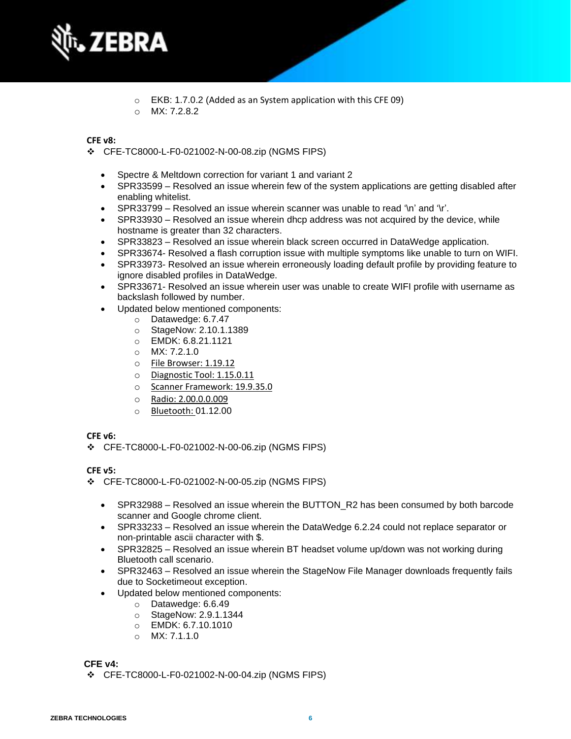- EKB: 1.7.0.2 (Added as an System application with this CFE 09)
- MX: 7.2.8.2

**CFE v8:**

❖ CFE-TC8000-L-F0-021002-N-00-08.zip (NGMS FIPS)

- Spectre & Meltdown correction for variant 1 and variant 2
- SPR33599 – Resolved an issue wherein few of the system applications are getting disabled after enabling whitelist.
- SPR33799 – Resolved an issue wherein scanner was unable to read '\n' and '\r'.
- SPR33930 – Resolved an issue wherein dhcp address was not acquired by the device, while hostname is greater than 32 characters.
- SPR33823 – Resolved an issue wherein black screen occurred in DataWedge application.
- SPR33674- Resolved a flash corruption issue with multiple symptoms like unable to turn on WIFI.
- SPR33973- Resolved an issue wherein erroneously loading default profile by providing feature to ignore disabled profiles in DataWedge.
- SPR33671- Resolved an issue wherein user was unable to create WIFI profile with username as backslash followed by number.
- Updated below mentioned components:
  - Datawedge: 6.7.47
  - StageNow: 2.10.1.1389
  - EMDK: 6.8.21.1121
  - MX: 7.2.1.0
  - File Browser: 1.19.12
  - Diagnostic Tool: 1.15.0.11
  - Scanner Framework: 19.9.35.0
  - Radio: 2.00.0.0.009
  - Bluetooth: 01.12.00

**CFE v6:**

❖ CFE-TC8000-L-F0-021002-N-00-06.zip (NGMS FIPS)

**CFE v5:**

❖ CFE-TC8000-L-F0-021002-N-00-05.zip (NGMS FIPS)

- SPR32988 – Resolved an issue wherein the BUTTON_R2 has been consumed by both barcode scanner and Google chrome client.
- SPR33233 – Resolved an issue wherein the DataWedge 6.2.24 could not replace separator or non-printable ascii character with $.
- SPR32825 – Resolved an issue wherein BT headset volume up/down was not working during Bluetooth call scenario.
- SPR32463 – Resolved an issue wherein the StageNow File Manager downloads frequently fails due to Socketimeout exception.
- Updated below mentioned components:
  - Datawedge: 6.6.49
  - StageNow: 2.9.1.1344
  - EMDK: 6.7.10.1010
  - MX: 7.1.1.0

**CFE v4:**

❖ CFE-TC8000-L-F0-021002-N-00-04.zip (NGMS FIPS)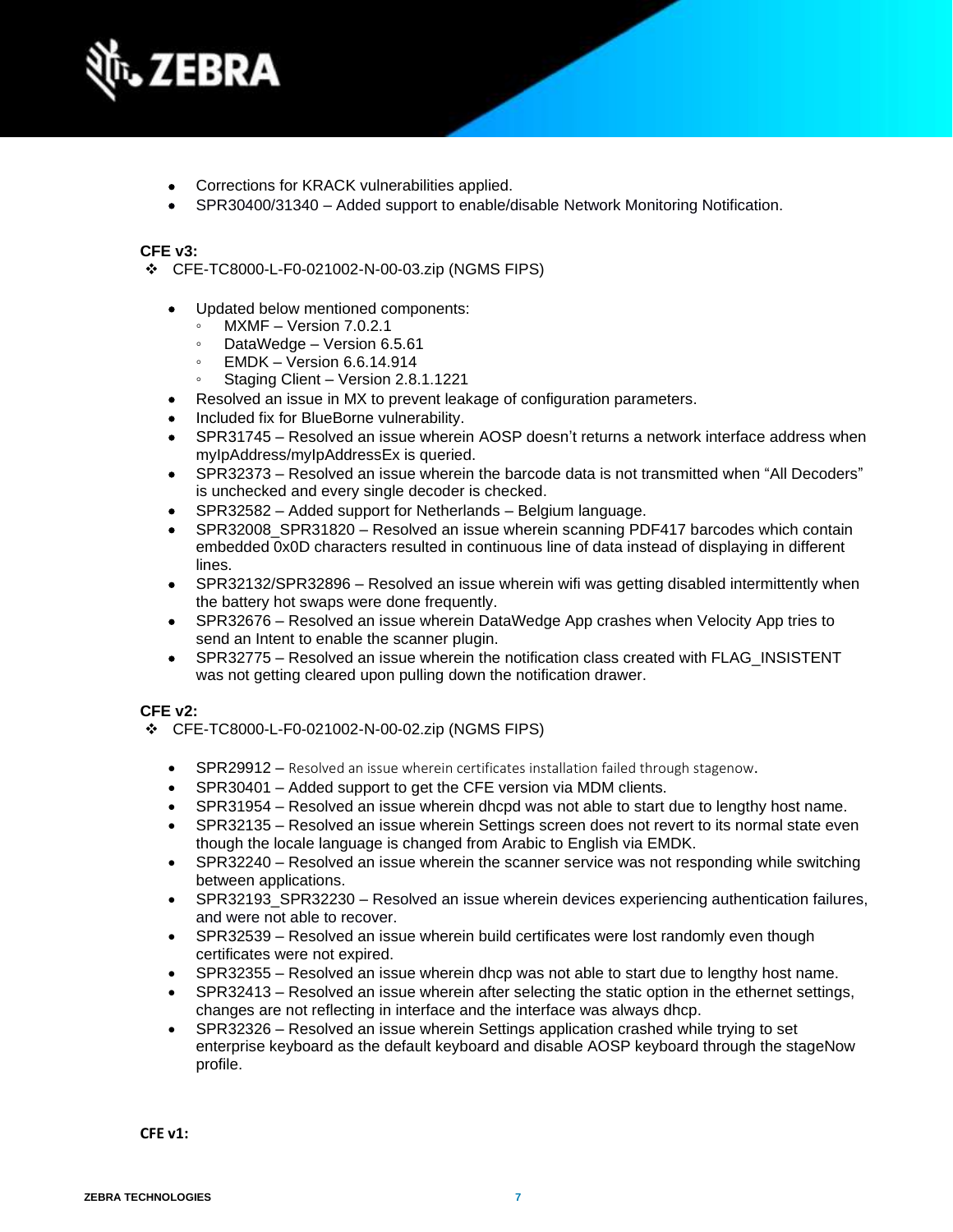- Corrections for KRACK vulnerabilities applied.
- SPR30400/31340 – Added support to enable/disable Network Monitoring Notification.

**CFE v3:**

❖ CFE-TC8000-L-F0-021002-N-00-03.zip (NGMS FIPS)

- Updated below mentioned components:
  - MXMF – Version 7.0.2.1
  - DataWedge – Version 6.5.61
  - EMDK – Version 6.6.14.914
  - Staging Client – Version 2.8.1.1221
- Resolved an issue in MX to prevent leakage of configuration parameters.
- Included fix for BlueBorne vulnerability.
- SPR31745 – Resolved an issue wherein AOSP doesn't returns a network interface address when myIpAddress/myIpAddressEx is queried.
- SPR32373 – Resolved an issue wherein the barcode data is not transmitted when "All Decoders" is unchecked and every single decoder is checked.
- SPR32582 – Added support for Netherlands – Belgium language.
- SPR32008_SPR31820 – Resolved an issue wherein scanning PDF417 barcodes which contain embedded 0x0D characters resulted in continuous line of data instead of displaying in different lines.
- SPR32132/SPR32896 – Resolved an issue wherein wifi was getting disabled intermittently when the battery hot swaps were done frequently.
- SPR32676 – Resolved an issue wherein DataWedge App crashes when Velocity App tries to send an Intent to enable the scanner plugin.
- SPR32775 – Resolved an issue wherein the notification class created with FLAG_INSISTENT was not getting cleared upon pulling down the notification drawer.

**CFE v2:**

❖ CFE-TC8000-L-F0-021002-N-00-02.zip (NGMS FIPS)

- SPR29912 – Resolved an issue wherein certificates installation failed through stagenow.
- SPR30401 – Added support to get the CFE version via MDM clients.
- SPR31954 – Resolved an issue wherein dhcpd was not able to start due to lengthy host name.
- SPR32135 – Resolved an issue wherein Settings screen does not revert to its normal state even though the locale language is changed from Arabic to English via EMDK.
- SPR32240 – Resolved an issue wherein the scanner service was not responding while switching between applications.
- SPR32193_SPR32230 – Resolved an issue wherein devices experiencing authentication failures, and were not able to recover.
- SPR32539 – Resolved an issue wherein build certificates were lost randomly even though certificates were not expired.
- SPR32355 – Resolved an issue wherein dhcp was not able to start due to lengthy host name.
- SPR32413 – Resolved an issue wherein after selecting the static option in the ethernet settings, changes are not reflecting in interface and the interface was always dhcp.
- SPR32326 – Resolved an issue wherein Settings application crashed while trying to set enterprise keyboard as the default keyboard and disable AOSP keyboard through the stageNow profile.

**CFE v1:**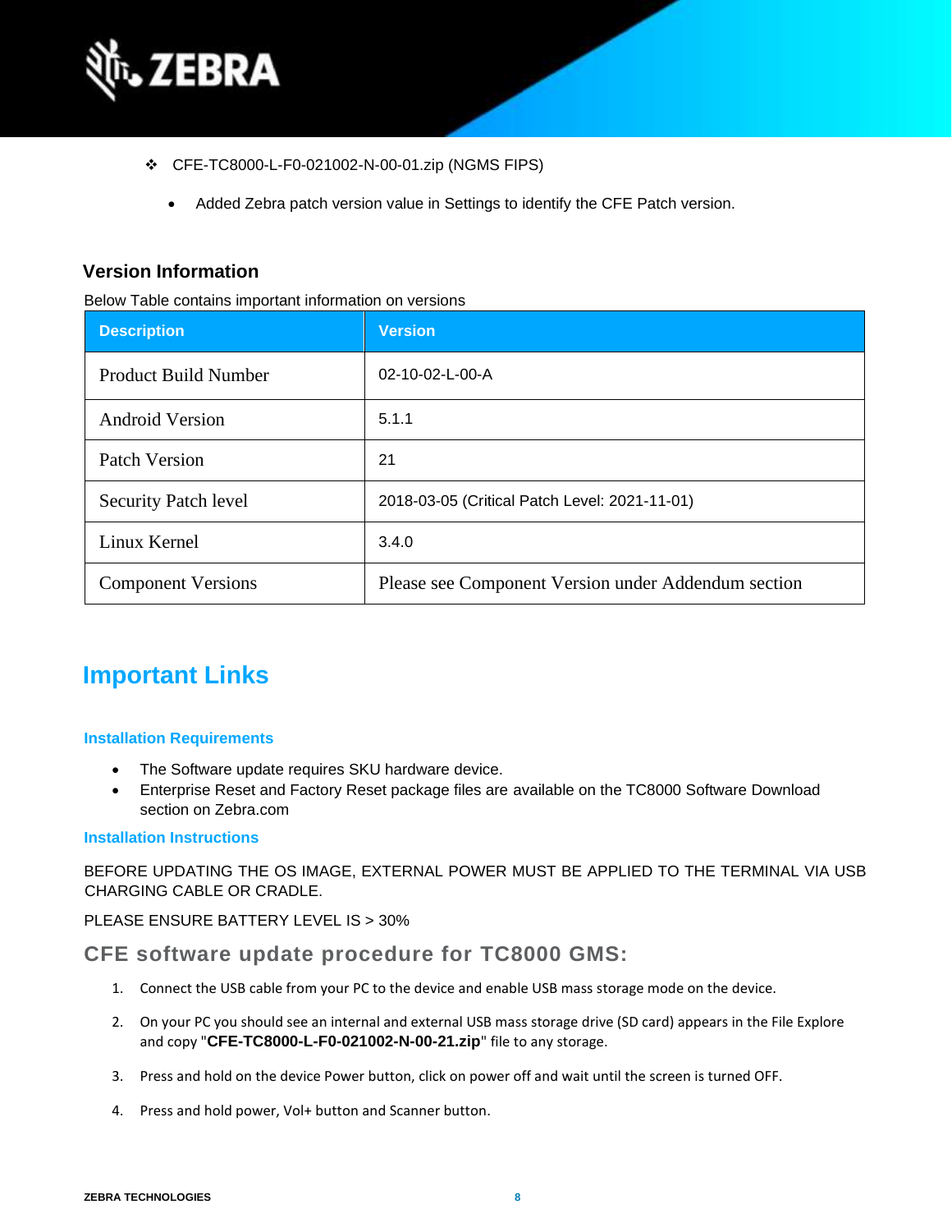- CFE-TC8000-L-F0-021002-N-00-01.zip (NGMS FIPS)
  - Added Zebra patch version value in Settings to identify the CFE Patch version.

### Version Information

Below Table contains important information on versions

| Description | Version |
| --- | --- |
| Product Build Number | 02-10-02-L-00-A |
| Android Version | 5.1.1 |
| Patch Version | 21 |
| Security Patch level | 2018-03-05 (Critical Patch Level: 2021-11-01) |
| Linux Kernel | 3.4.0 |
| Component Versions | Please see Component Version under Addendum section |

## Important Links

### Installation Requirements

- The Software update requires SKU hardware device.
- Enterprise Reset and Factory Reset package files are available on the TC8000 Software Download section on Zebra.com

### Installation Instructions

BEFORE UPDATING THE OS IMAGE, EXTERNAL POWER MUST BE APPLIED TO THE TERMINAL VIA USB CHARGING CABLE OR CRADLE.

PLEASE ENSURE BATTERY LEVEL IS > 30%

### CFE software update procedure for TC8000 GMS:

1. Connect the USB cable from your PC to the device and enable USB mass storage mode on the device.
2. On your PC you should see an internal and external USB mass storage drive (SD card) appears in the File Explore and copy "**CFE-TC8000-L-F0-021002-N-00-21.zip**" file to any storage.
3. Press and hold on the device Power button, click on power off and wait until the screen is turned OFF.
4. Press and hold power, Vol+ button and Scanner button.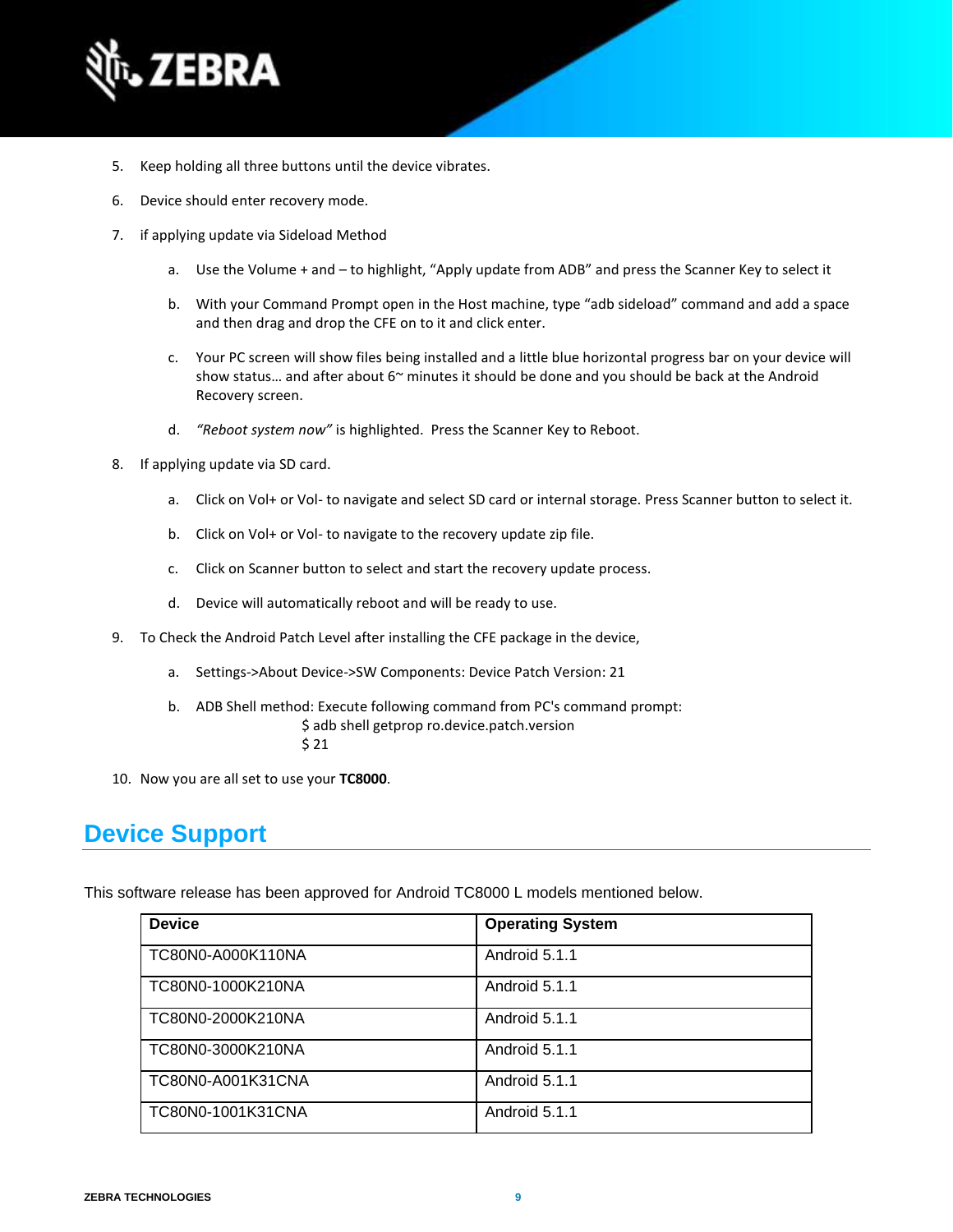5. Keep holding all three buttons until the device vibrates.

6. Device should enter recovery mode.

7. if applying update via Sideload Method

   a. Use the Volume + and – to highlight, “Apply update from ADB” and press the Scanner Key to select it

   b. With your Command Prompt open in the Host machine, type “adb sideload” command and add a space and then drag and drop the CFE on to it and click enter.

   c. Your PC screen will show files being installed and a little blue horizontal progress bar on your device will show status… and after about 6~ minutes it should be done and you should be back at the Android Recovery screen.

   d. *“Reboot system now”* is highlighted. Press the Scanner Key to Reboot.

8. If applying update via SD card.

   a. Click on Vol+ or Vol- to navigate and select SD card or internal storage. Press Scanner button to select it.

   b. Click on Vol+ or Vol- to navigate to the recovery update zip file.

   c. Click on Scanner button to select and start the recovery update process.

   d. Device will automatically reboot and will be ready to use.

9. To Check the Android Patch Level after installing the CFE package in the device,

   a. Settings->About Device->SW Components: Device Patch Version: 21

   b. ADB Shell method: Execute following command from PC's command prompt:
      $ adb shell getprop ro.device.patch.version
      $ 21

10. Now you are all set to use your **TC8000**.

## Device Support

This software release has been approved for Android TC8000 L models mentioned below.

| Device | Operating System |
|---|---|
| TC80N0-A000K110NA | Android 5.1.1 |
| TC80N0-1000K210NA | Android 5.1.1 |
| TC80N0-2000K210NA | Android 5.1.1 |
| TC80N0-3000K210NA | Android 5.1.1 |
| TC80N0-A001K31CNA | Android 5.1.1 |
| TC80N0-1001K31CNA | Android 5.1.1 |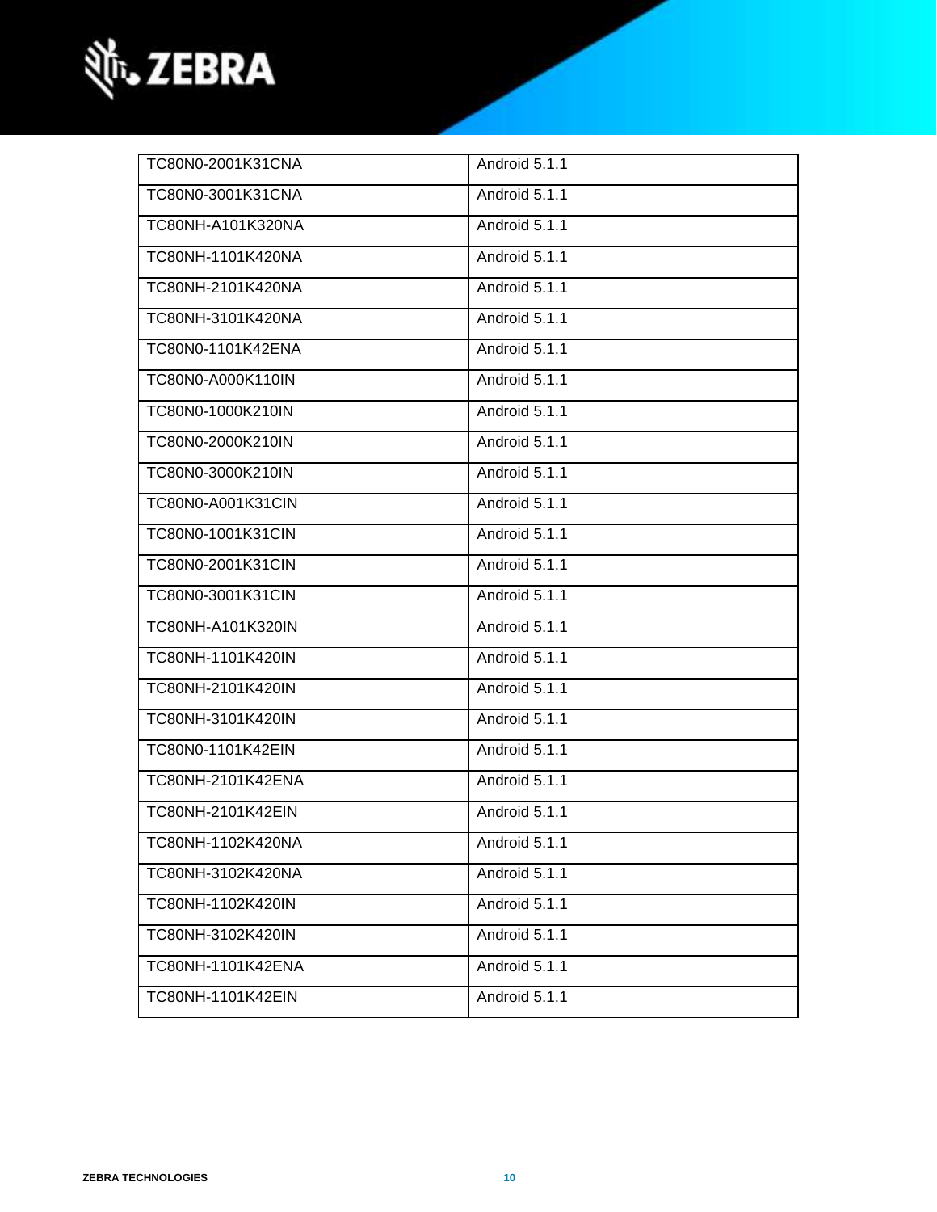| TC80N0-2001K31CNA | Android 5.1.1 |
|---|---|
| TC80N0-3001K31CNA | Android 5.1.1 |
| TC80NH-A101K320NA | Android 5.1.1 |
| TC80NH-1101K420NA | Android 5.1.1 |
| TC80NH-2101K420NA | Android 5.1.1 |
| TC80NH-3101K420NA | Android 5.1.1 |
| TC80N0-1101K42ENA | Android 5.1.1 |
| TC80N0-A000K110IN | Android 5.1.1 |
| TC80N0-1000K210IN | Android 5.1.1 |
| TC80N0-2000K210IN | Android 5.1.1 |
| TC80N0-3000K210IN | Android 5.1.1 |
| TC80N0-A001K31CIN | Android 5.1.1 |
| TC80N0-1001K31CIN | Android 5.1.1 |
| TC80N0-2001K31CIN | Android 5.1.1 |
| TC80N0-3001K31CIN | Android 5.1.1 |
| TC80NH-A101K320IN | Android 5.1.1 |
| TC80NH-1101K420IN | Android 5.1.1 |
| TC80NH-2101K420IN | Android 5.1.1 |
| TC80NH-3101K420IN | Android 5.1.1 |
| TC80N0-1101K42EIN | Android 5.1.1 |
| TC80NH-2101K42ENA | Android 5.1.1 |
| TC80NH-2101K42EIN | Android 5.1.1 |
| TC80NH-1102K420NA | Android 5.1.1 |
| TC80NH-3102K420NA | Android 5.1.1 |
| TC80NH-1102K420IN | Android 5.1.1 |
| TC80NH-3102K420IN | Android 5.1.1 |
| TC80NH-1101K42ENA | Android 5.1.1 |
| TC80NH-1101K42EIN | Android 5.1.1 |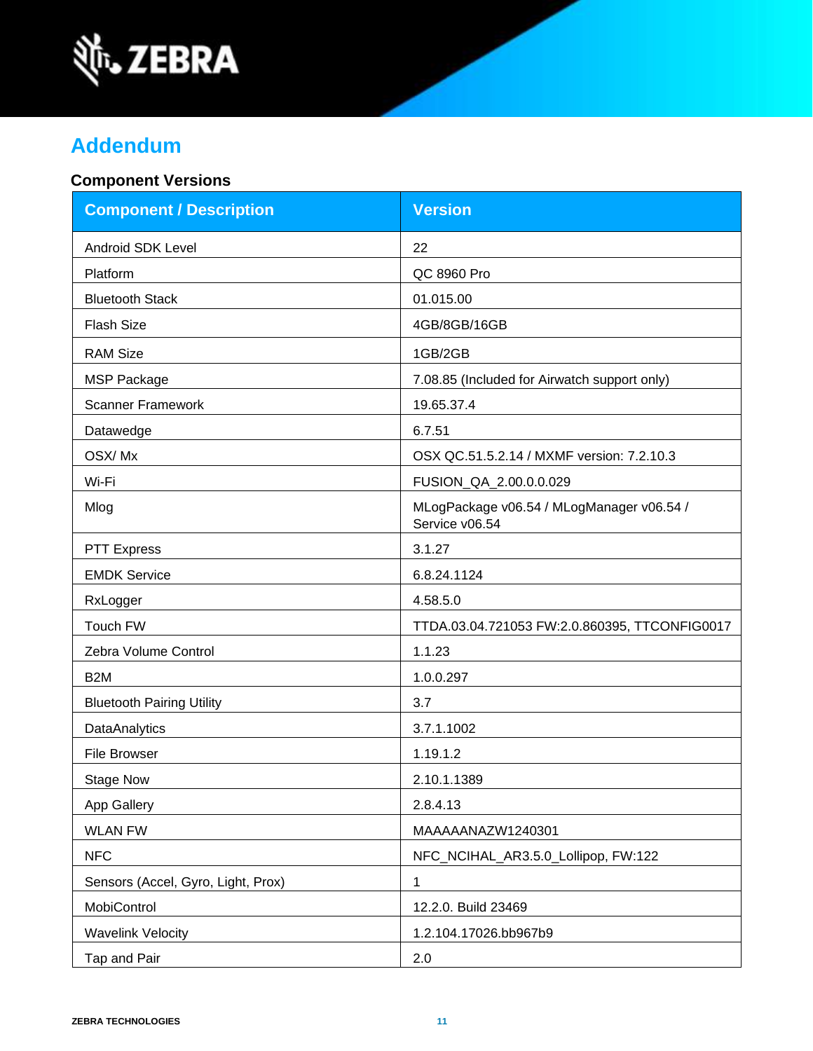# Addendum

### Component Versions

| Component / Description | Version |
|---|---|
| Android SDK Level | 22 |
| Platform | QC 8960 Pro |
| Bluetooth Stack | 01.015.00 |
| Flash Size | 4GB/8GB/16GB |
| RAM Size | 1GB/2GB |
| MSP Package | 7.08.85 (Included for Airwatch support only) |
| Scanner Framework | 19.65.37.4 |
| Datawedge | 6.7.51 |
| OSX/ Mx | OSX QC.51.5.2.14 / MXMF version: 7.2.10.3 |
| Wi-Fi | FUSION_QA_2.00.0.0.029 |
| Mlog | MLogPackage v06.54 / MLogManager v06.54 / Service v06.54 |
| PTT Express | 3.1.27 |
| EMDK Service | 6.8.24.1124 |
| RxLogger | 4.58.5.0 |
| Touch FW | TTDA.03.04.721053 FW:2.0.860395, TTCONFIG0017 |
| Zebra Volume Control | 1.1.23 |
| B2M | 1.0.0.297 |
| Bluetooth Pairing Utility | 3.7 |
| DataAnalytics | 3.7.1.1002 |
| File Browser | 1.19.1.2 |
| Stage Now | 2.10.1.1389 |
| App Gallery | 2.8.4.13 |
| WLAN FW | MAAAAANAZW1240301 |
| NFC | NFC_NCIHAL_AR3.5.0_Lollipop, FW:122 |
| Sensors (Accel, Gyro, Light, Prox) | 1 |
| MobiControl | 12.2.0. Build 23469 |
| Wavelink Velocity | 1.2.104.17026.bb967b9 |
| Tap and Pair | 2.0 |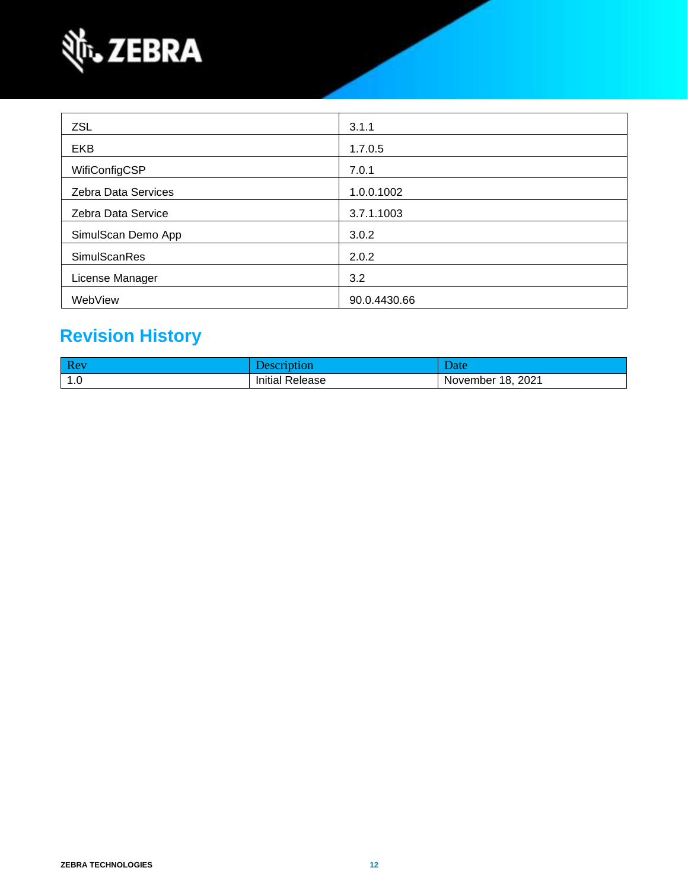| | |
|---|---|
| ZSL | 3.1.1 |
| EKB | 1.7.0.5 |
| WifiConfigCSP | 7.0.1 |
| Zebra Data Services | 1.0.0.1002 |
| Zebra Data Service | 3.7.1.1003 |
| SimulScan Demo App | 3.0.2 |
| SimulScanRes | 2.0.2 |
| License Manager | 3.2 |
| WebView | 90.0.4430.66 |

## Revision History

| Rev | Description | Date |
|---|---|---|
| 1.0 | Initial Release | November 18, 2021 |